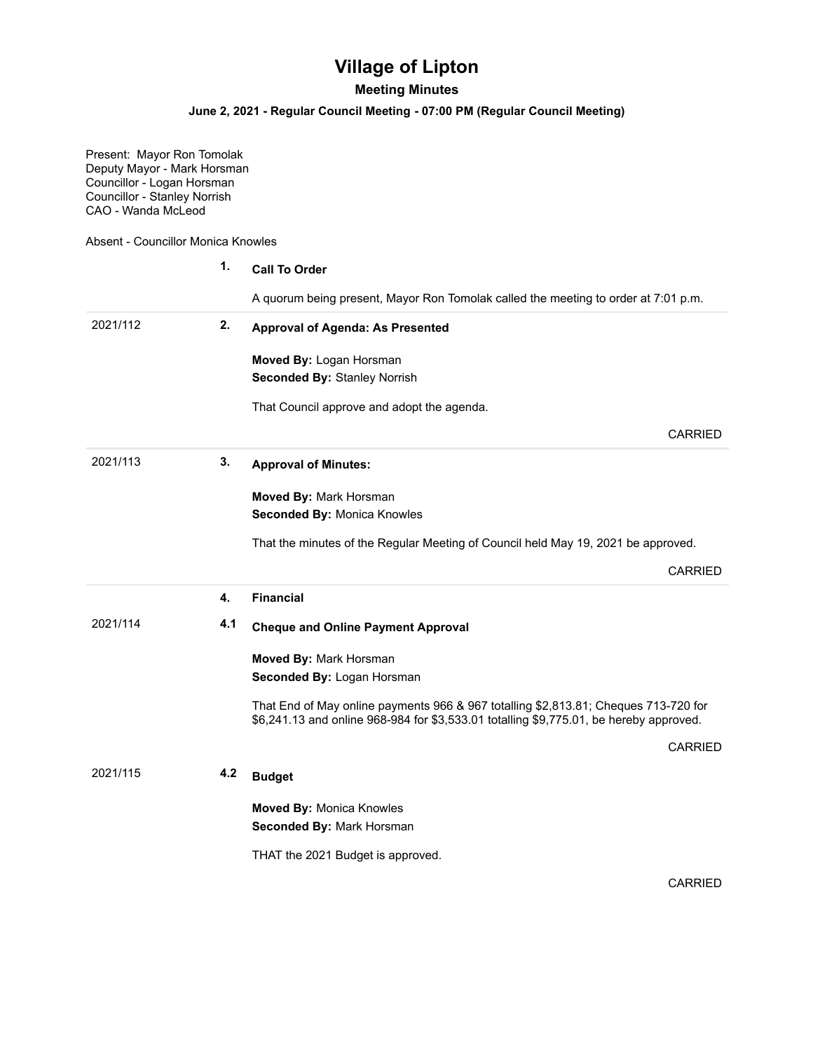# Village of Lipton

## Meeting Minutes

### June 2, 2021 - Regular Council Meeting - 07:00 PM (Regular Council Meeting)

Present: Mayor Ron Tomolak
Deputy Mayor - Mark Horsman
Councillor - Logan Horsman
Councillor - Stanley Norrish
CAO - Wanda McLeod

Absent - Councillor Monica Knowles

**1. Call To Order**

A quorum being present, Mayor Ron Tomolak called the meeting to order at 7:01 p.m.

---

2021/112 **2. Approval of Agenda: As Presented**

**Moved By:** Logan Horsman
**Seconded By:** Stanley Norrish

That Council approve and adopt the agenda.

CARRIED

---

2021/113 **3. Approval of Minutes:**

**Moved By:** Mark Horsman
**Seconded By:** Monica Knowles

That the minutes of the Regular Meeting of Council held May 19, 2021 be approved.

CARRIED

---

**4. Financial**

2021/114 **4.1 Cheque and Online Payment Approval**

**Moved By:** Mark Horsman
**Seconded By:** Logan Horsman

That End of May online payments 966 & 967 totalling $2,813.81; Cheques 713-720 for $6,241.13 and online 968-984 for $3,533.01 totalling $9,775.01, be hereby approved.

CARRIED

2021/115 **4.2 Budget**

**Moved By:** Monica Knowles
**Seconded By:** Mark Horsman

THAT the 2021 Budget is approved.

CARRIED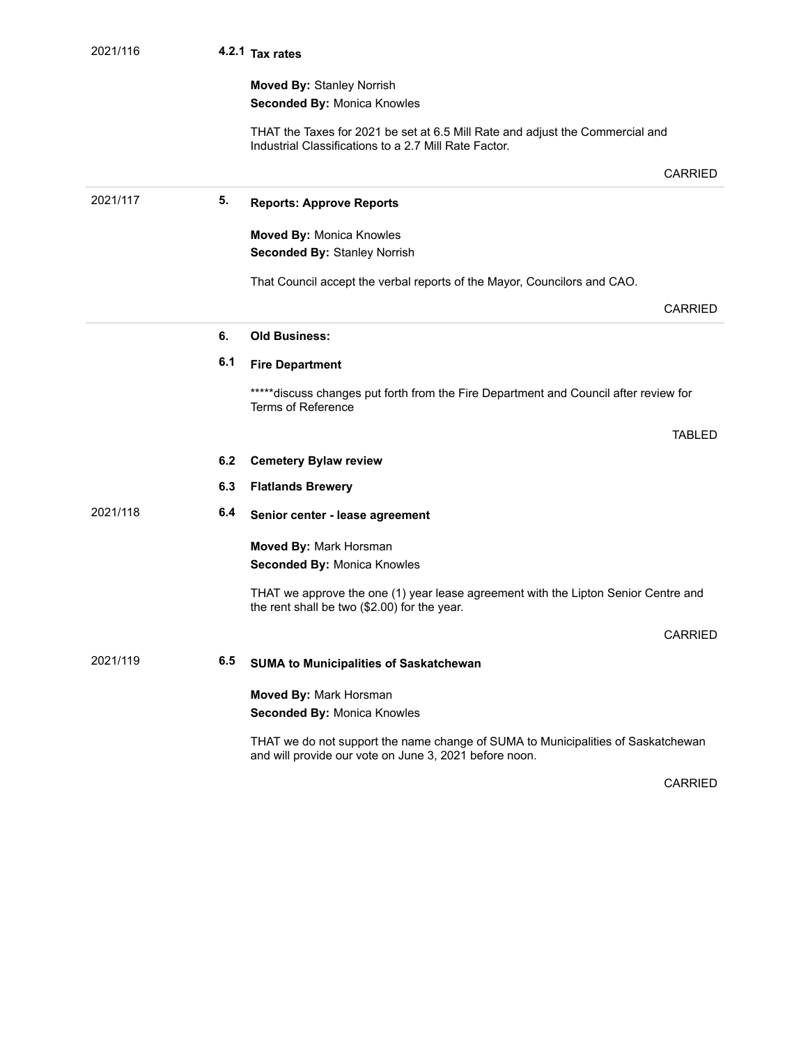2021/116

**4.2.1 Tax rates**

**Moved By:** Stanley Norrish
**Seconded By:** Monica Knowles

THAT the Taxes for 2021 be set at 6.5 Mill Rate and adjust the Commercial and Industrial Classifications to a 2.7 Mill Rate Factor.

CARRIED

---

2021/117

**5. Reports: Approve Reports**

**Moved By:** Monica Knowles
**Seconded By:** Stanley Norrish

That Council accept the verbal reports of the Mayor, Councilors and CAO.

CARRIED

---

**6. Old Business:**

**6.1 Fire Department**

*****discuss changes put forth from the Fire Department and Council after review for Terms of Reference

TABLED

**6.2 Cemetery Bylaw review**

**6.3 Flatlands Brewery**

2021/118

**6.4 Senior center - lease agreement**

**Moved By:** Mark Horsman
**Seconded By:** Monica Knowles

THAT we approve the one (1) year lease agreement with the Lipton Senior Centre and the rent shall be two ($2.00) for the year.

CARRIED

2021/119

**6.5 SUMA to Municipalities of Saskatchewan**

**Moved By:** Mark Horsman
**Seconded By:** Monica Knowles

THAT we do not support the name change of SUMA to Municipalities of Saskatchewan and will provide our vote on June 3, 2021 before noon.

CARRIED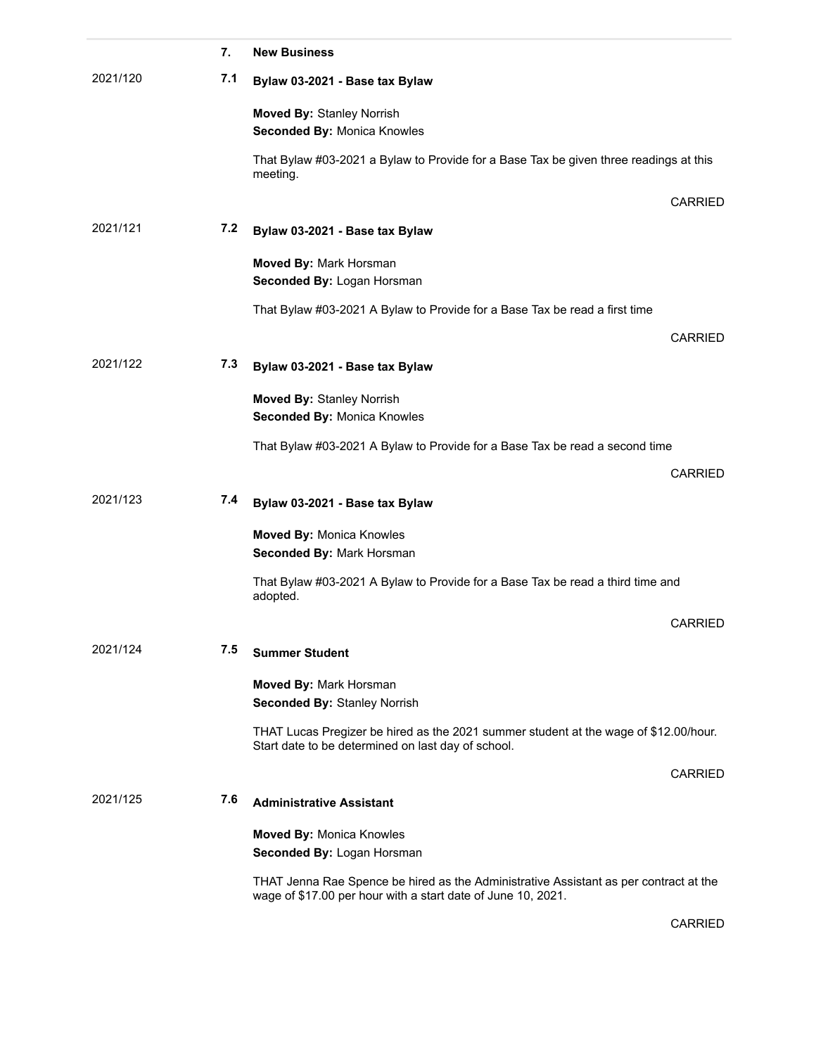## 7. New Business

2021/120

### 7.1 Bylaw 03-2021 - Base tax Bylaw

**Moved By:** Stanley Norrish
**Seconded By:** Monica Knowles

That Bylaw #03-2021 a Bylaw to Provide for a Base Tax be given three readings at this meeting.

CARRIED

2021/121

### 7.2 Bylaw 03-2021 - Base tax Bylaw

**Moved By:** Mark Horsman
**Seconded By:** Logan Horsman

That Bylaw #03-2021 A Bylaw to Provide for a Base Tax be read a first time

CARRIED

2021/122

### 7.3 Bylaw 03-2021 - Base tax Bylaw

**Moved By:** Stanley Norrish
**Seconded By:** Monica Knowles

That Bylaw #03-2021 A Bylaw to Provide for a Base Tax be read a second time

CARRIED

2021/123

### 7.4 Bylaw 03-2021 - Base tax Bylaw

**Moved By:** Monica Knowles
**Seconded By:** Mark Horsman

That Bylaw #03-2021 A Bylaw to Provide for a Base Tax be read a third time and adopted.

CARRIED

2021/124

### 7.5 Summer Student

**Moved By:** Mark Horsman
**Seconded By:** Stanley Norrish

THAT Lucas Pregizer be hired as the 2021 summer student at the wage of $12.00/hour. Start date to be determined on last day of school.

CARRIED

2021/125

### 7.6 Administrative Assistant

**Moved By:** Monica Knowles
**Seconded By:** Logan Horsman

THAT Jenna Rae Spence be hired as the Administrative Assistant as per contract at the wage of $17.00 per hour with a start date of June 10, 2021.

CARRIED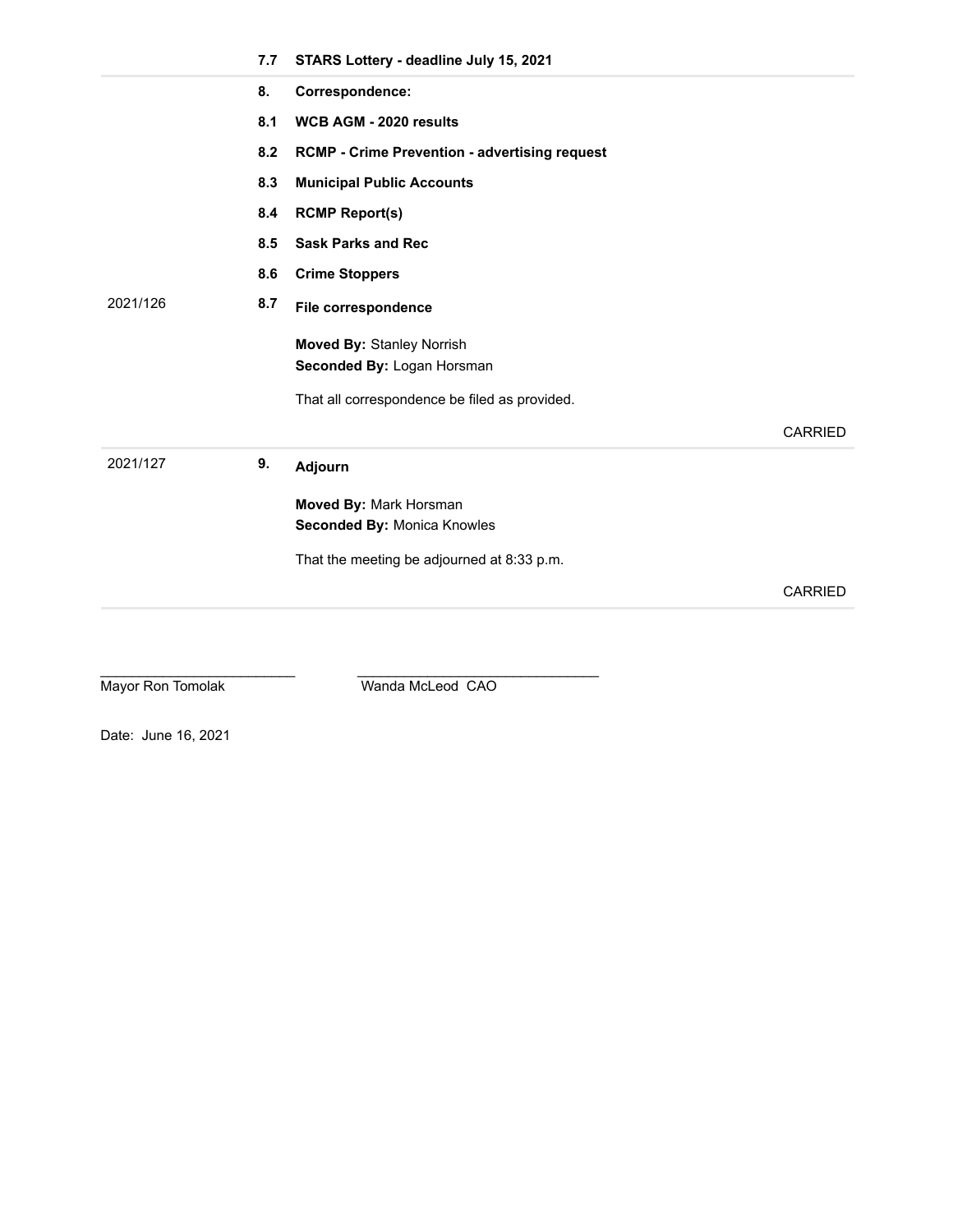**7.7 STARS Lottery - deadline July 15, 2021**

**8. Correspondence:**

**8.1 WCB AGM - 2020 results**

**8.2 RCMP - Crime Prevention - advertising request**

**8.3 Municipal Public Accounts**

**8.4 RCMP Report(s)**

**8.5 Sask Parks and Rec**

**8.6 Crime Stoppers**

2021/126 **8.7 File correspondence**

**Moved By:** Stanley Norrish
**Seconded By:** Logan Horsman

That all correspondence be filed as provided.

CARRIED

2021/127 **9. Adjourn**

**Moved By:** Mark Horsman
**Seconded By:** Monica Knowles

That the meeting be adjourned at 8:33 p.m.

CARRIED

_________________________ _______________________________
Mayor Ron Tomolak Wanda McLeod CAO

Date: June 16, 2021